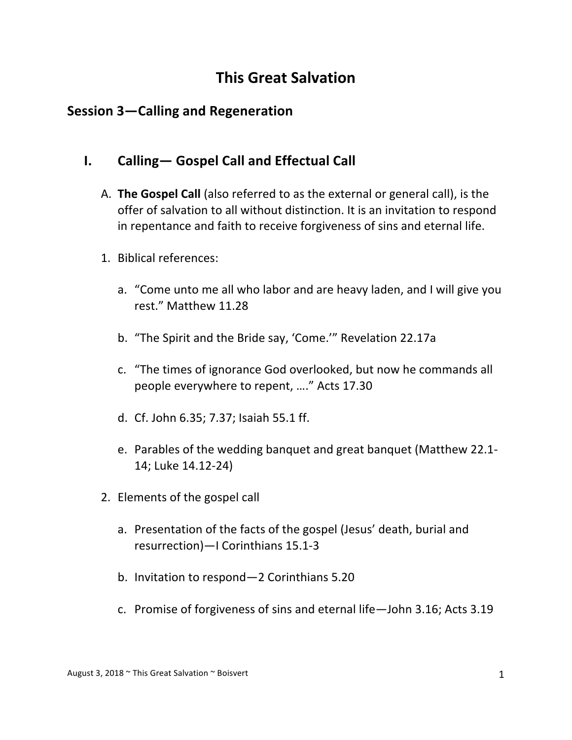# This Great Salvation

## Session 3—Calling and Regeneration

### I. Calling— Gospel Call and Effectual Call

A. **The Gospel Call** (also referred to as the external or general call), is the offer of salvation to all without distinction. It is an invitation to respond in repentance and faith to receive forgiveness of sins and eternal life.

1. Biblical references:

   a. "Come unto me all who labor and are heavy laden, and I will give you rest." Matthew 11.28

   b. "The Spirit and the Bride say, 'Come.'" Revelation 22.17a

   c. "The times of ignorance God overlooked, but now he commands all people everywhere to repent, …." Acts 17.30

   d. Cf. John 6.35; 7.37; Isaiah 55.1 ff.

   e. Parables of the wedding banquet and great banquet (Matthew 22.1-14; Luke 14.12-24)

2. Elements of the gospel call

   a. Presentation of the facts of the gospel (Jesus' death, burial and resurrection)—I Corinthians 15.1-3

   b. Invitation to respond—2 Corinthians 5.20

   c. Promise of forgiveness of sins and eternal life—John 3.16; Acts 3.19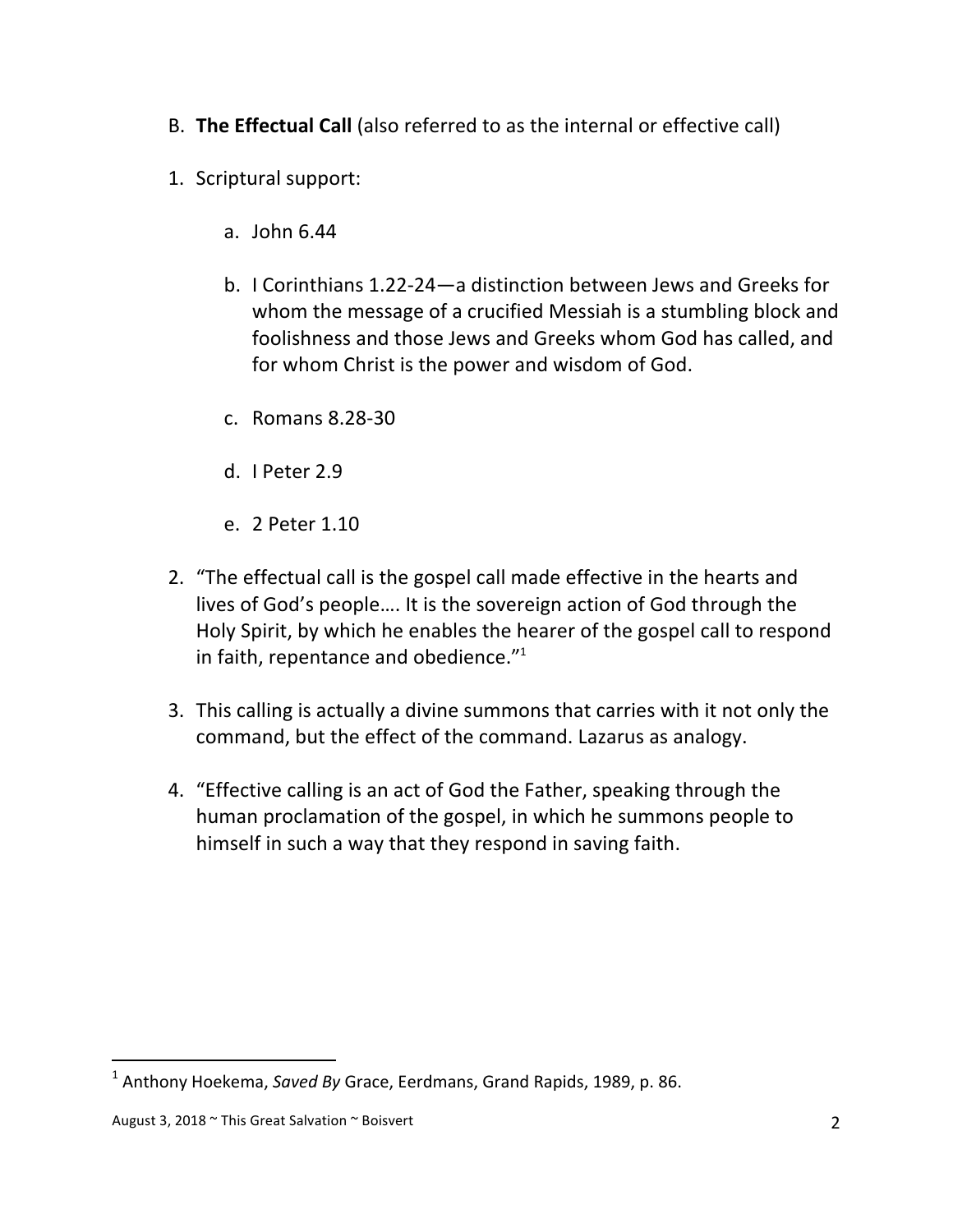B. **The Effectual Call** (also referred to as the internal or effective call)

1. Scriptural support:

    a. John 6.44

    b. I Corinthians 1.22-24—a distinction between Jews and Greeks for whom the message of a crucified Messiah is a stumbling block and foolishness and those Jews and Greeks whom God has called, and for whom Christ is the power and wisdom of God.

    c. Romans 8.28-30

    d. I Peter 2.9

    e. 2 Peter 1.10

2. “The effectual call is the gospel call made effective in the hearts and lives of God’s people…. It is the sovereign action of God through the Holy Spirit, by which he enables the hearer of the gospel call to respond in faith, repentance and obedience.”[1]

3. This calling is actually a divine summons that carries with it not only the command, but the effect of the command. Lazarus as analogy.

4. “Effective calling is an act of God the Father, speaking through the human proclamation of the gospel, in which he summons people to himself in such a way that they respond in saving faith.

---

[1] Anthony Hoekema, *Saved By* Grace, Eerdmans, Grand Rapids, 1989, p. 86.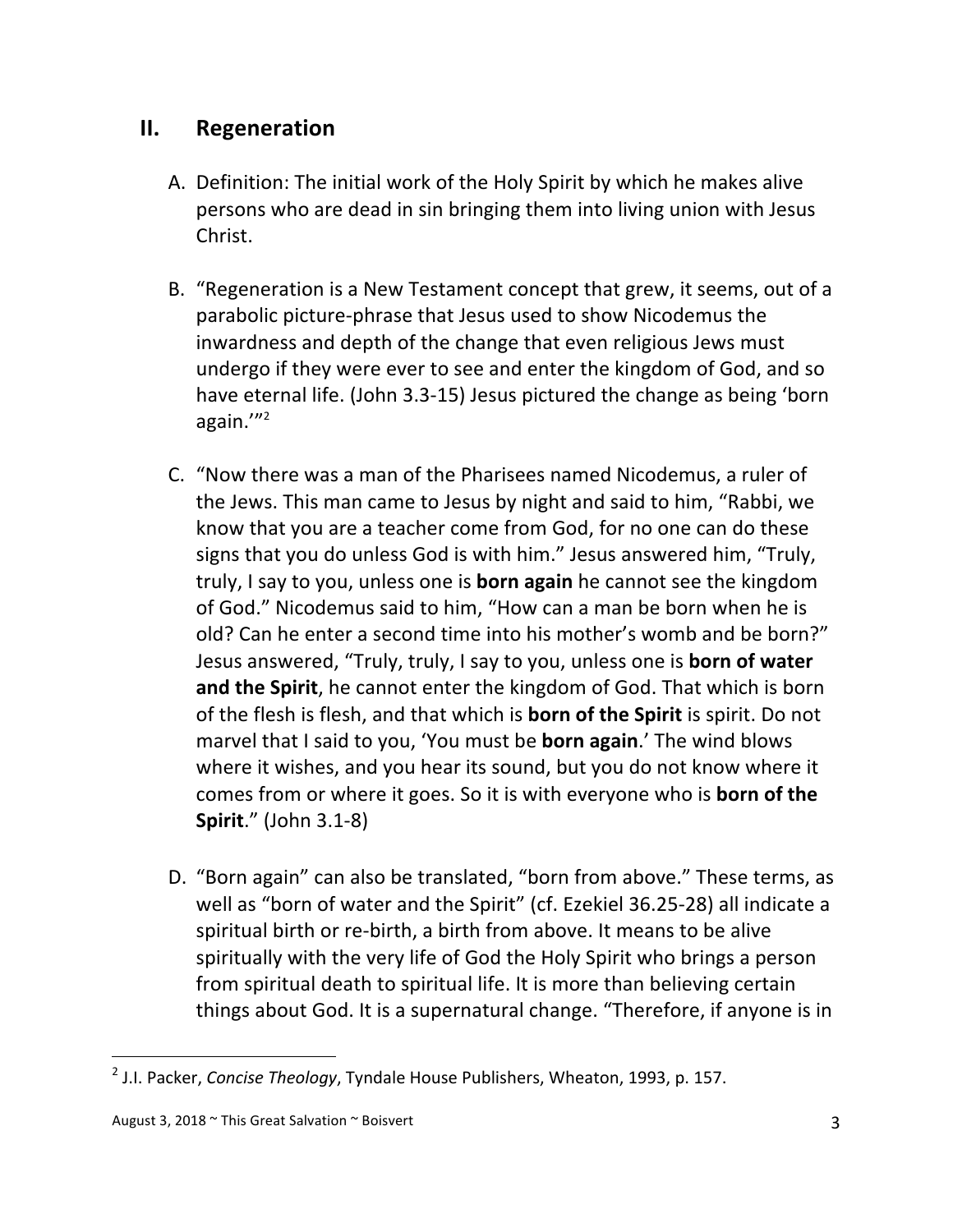## II. Regeneration

A. Definition: The initial work of the Holy Spirit by which he makes alive persons who are dead in sin bringing them into living union with Jesus Christ.

B. "Regeneration is a New Testament concept that grew, it seems, out of a parabolic picture-phrase that Jesus used to show Nicodemus the inwardness and depth of the change that even religious Jews must undergo if they were ever to see and enter the kingdom of God, and so have eternal life. (John 3.3-15) Jesus pictured the change as being 'born again.'"[2]

C. "Now there was a man of the Pharisees named Nicodemus, a ruler of the Jews. This man came to Jesus by night and said to him, "Rabbi, we know that you are a teacher come from God, for no one can do these signs that you do unless God is with him." Jesus answered him, "Truly, truly, I say to you, unless one is **born again** he cannot see the kingdom of God." Nicodemus said to him, "How can a man be born when he is old? Can he enter a second time into his mother's womb and be born?" Jesus answered, "Truly, truly, I say to you, unless one is **born of water and the Spirit**, he cannot enter the kingdom of God. That which is born of the flesh is flesh, and that which is **born of the Spirit** is spirit. Do not marvel that I said to you, 'You must be **born again**.' The wind blows where it wishes, and you hear its sound, but you do not know where it comes from or where it goes. So it is with everyone who is **born of the Spirit**." (John 3.1-8)

D. "Born again" can also be translated, "born from above." These terms, as well as "born of water and the Spirit" (cf. Ezekiel 36.25-28) all indicate a spiritual birth or re-birth, a birth from above. It means to be alive spiritually with the very life of God the Holy Spirit who brings a person from spiritual death to spiritual life. It is more than believing certain things about God. It is a supernatural change. "Therefore, if anyone is in

---

[2] J.I. Packer, *Concise Theology*, Tyndale House Publishers, Wheaton, 1993, p. 157.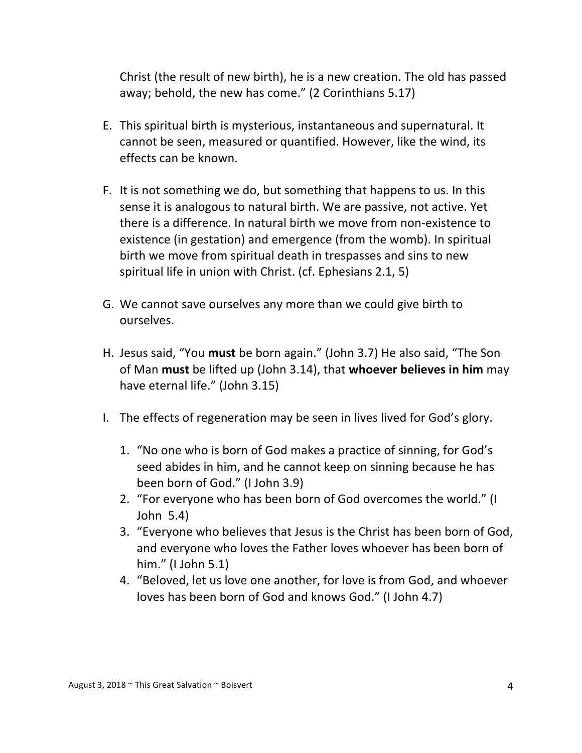Christ (the result of new birth), he is a new creation. The old has passed away; behold, the new has come." (2 Corinthians 5.17)

E. This spiritual birth is mysterious, instantaneous and supernatural. It cannot be seen, measured or quantified. However, like the wind, its effects can be known.

F. It is not something we do, but something that happens to us. In this sense it is analogous to natural birth. We are passive, not active. Yet there is a difference. In natural birth we move from non-existence to existence (in gestation) and emergence (from the womb). In spiritual birth we move from spiritual death in trespasses and sins to new spiritual life in union with Christ. (cf. Ephesians 2.1, 5)

G. We cannot save ourselves any more than we could give birth to ourselves.

H. Jesus said, "You **must** be born again." (John 3.7) He also said, "The Son of Man **must** be lifted up (John 3.14), that **whoever believes in him** may have eternal life." (John 3.15)

I. The effects of regeneration may be seen in lives lived for God's glory.

   1. "No one who is born of God makes a practice of sinning, for God's seed abides in him, and he cannot keep on sinning because he has been born of God." (I John 3.9)
   2. "For everyone who has been born of God overcomes the world." (I John 5.4)
   3. "Everyone who believes that Jesus is the Christ has been born of God, and everyone who loves the Father loves whoever has been born of him." (I John 5.1)
   4. "Beloved, let us love one another, for love is from God, and whoever loves has been born of God and knows God." (I John 4.7)